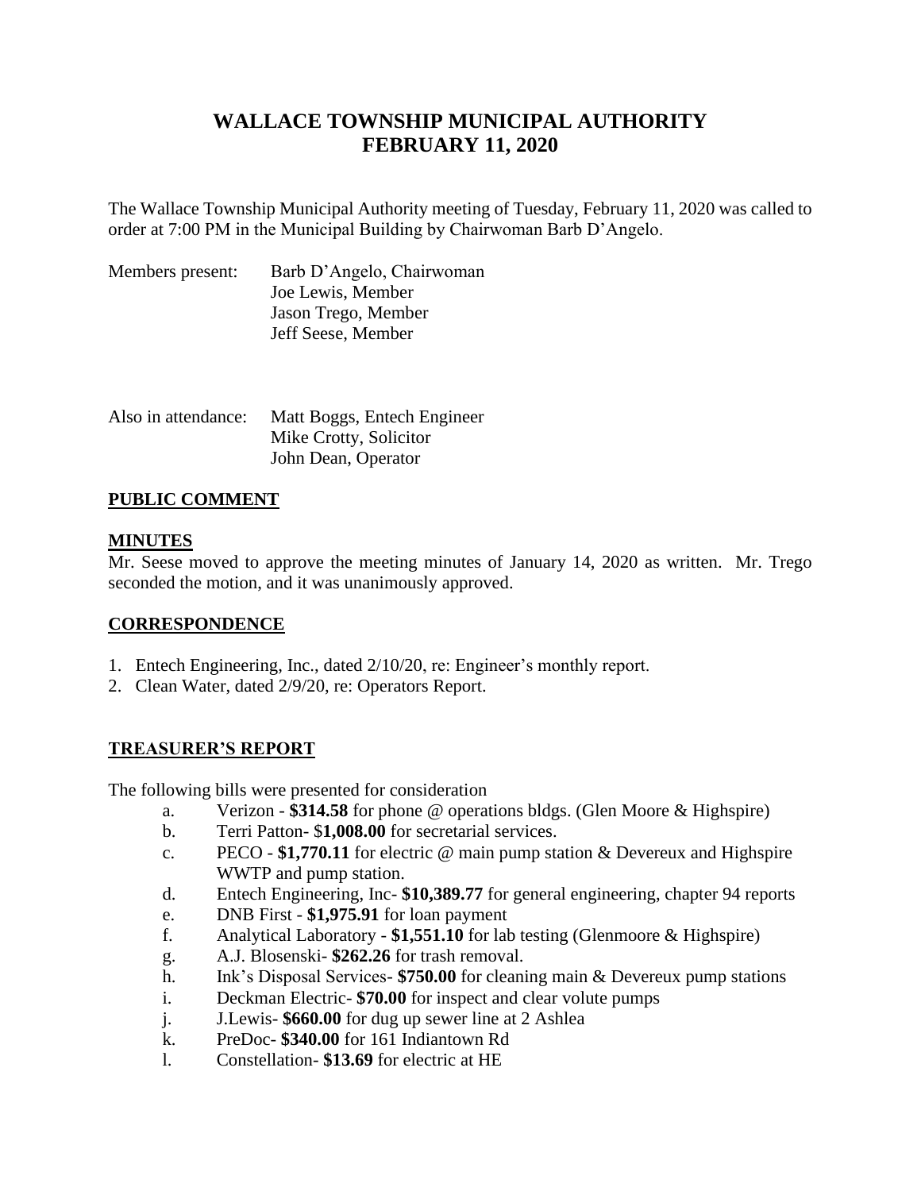# WALLACE TOWNSHIP MUNICIPAL AUTHORITY
# FEBRUARY 11, 2020

The Wallace Township Municipal Authority meeting of Tuesday, February 11, 2020 was called to order at 7:00 PM in the Municipal Building by Chairwoman Barb D'Angelo.

Members present: Barb D'Angelo, Chairwoman
Joe Lewis, Member
Jason Trego, Member
Jeff Seese, Member

Also in attendance: Matt Boggs, Entech Engineer
Mike Crotty, Solicitor
John Dean, Operator

## PUBLIC COMMENT

## MINUTES

Mr. Seese moved to approve the meeting minutes of January 14, 2020 as written. Mr. Trego seconded the motion, and it was unanimously approved.

## CORRESPONDENCE

1. Entech Engineering, Inc., dated 2/10/20, re: Engineer's monthly report.
2. Clean Water, dated 2/9/20, re: Operators Report.

## TREASURER'S REPORT

The following bills were presented for consideration

a. Verizon - **$314.58** for phone @ operations bldgs. (Glen Moore & Highspire)
b. Terri Patton- $**1,008.00** for secretarial services.
c. PECO - **$1,770.11** for electric @ main pump station & Devereux and Highspire WWTP and pump station.
d. Entech Engineering, Inc- **$10,389.77** for general engineering, chapter 94 reports
e. DNB First - **$1,975.91** for loan payment
f. Analytical Laboratory - **$1,551.10** for lab testing (Glenmoore & Highspire)
g. A.J. Blosenski- **$262.26** for trash removal.
h. Ink's Disposal Services- **$750.00** for cleaning main & Devereux pump stations
i. Deckman Electric- **$70.00** for inspect and clear volute pumps
j. J.Lewis- **$660.00** for dug up sewer line at 2 Ashlea
k. PreDoc- **$340.00** for 161 Indiantown Rd
l. Constellation- **$13.69** for electric at HE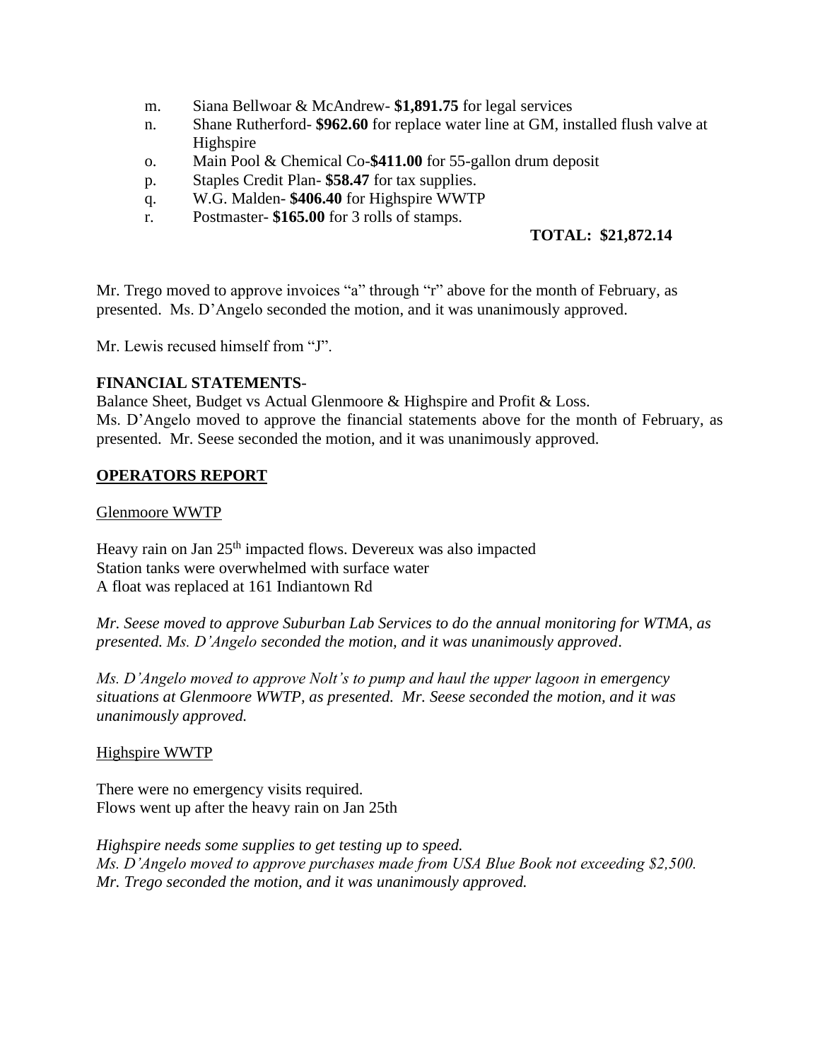m. Siana Bellwoar & McAndrew- **$1,891.75** for legal services
n. Shane Rutherford- **$962.60** for replace water line at GM, installed flush valve at Highspire
o. Main Pool & Chemical Co-**$411.00** for 55-gallon drum deposit
p. Staples Credit Plan- **$58.47** for tax supplies.
q. W.G. Malden- **$406.40** for Highspire WWTP
r. Postmaster- **$165.00** for 3 rolls of stamps.

**TOTAL: $21,872.14**

Mr. Trego moved to approve invoices "a" through "r" above for the month of February, as presented. Ms. D'Angelo seconded the motion, and it was unanimously approved.

Mr. Lewis recused himself from "J".

**FINANCIAL STATEMENTS**-

Balance Sheet, Budget vs Actual Glenmoore & Highspire and Profit & Loss.
Ms. D'Angelo moved to approve the financial statements above for the month of February, as presented. Mr. Seese seconded the motion, and it was unanimously approved.

## OPERATORS REPORT

Glenmoore WWTP

Heavy rain on Jan 25th impacted flows. Devereux was also impacted
Station tanks were overwhelmed with surface water
A float was replaced at 161 Indiantown Rd

*Mr. Seese moved to approve Suburban Lab Services to do the annual monitoring for WTMA, as presented. Ms. D'Angelo seconded the motion, and it was unanimously approved.*

*Ms. D'Angelo moved to approve Nolt's to pump and haul the upper lagoon in emergency situations at Glenmoore WWTP, as presented. Mr. Seese seconded the motion, and it was unanimously approved.*

Highspire WWTP

There were no emergency visits required.
Flows went up after the heavy rain on Jan 25th

*Highspire needs some supplies to get testing up to speed.*
*Ms. D'Angelo moved to approve purchases made from USA Blue Book not exceeding $2,500.*
*Mr. Trego seconded the motion, and it was unanimously approved.*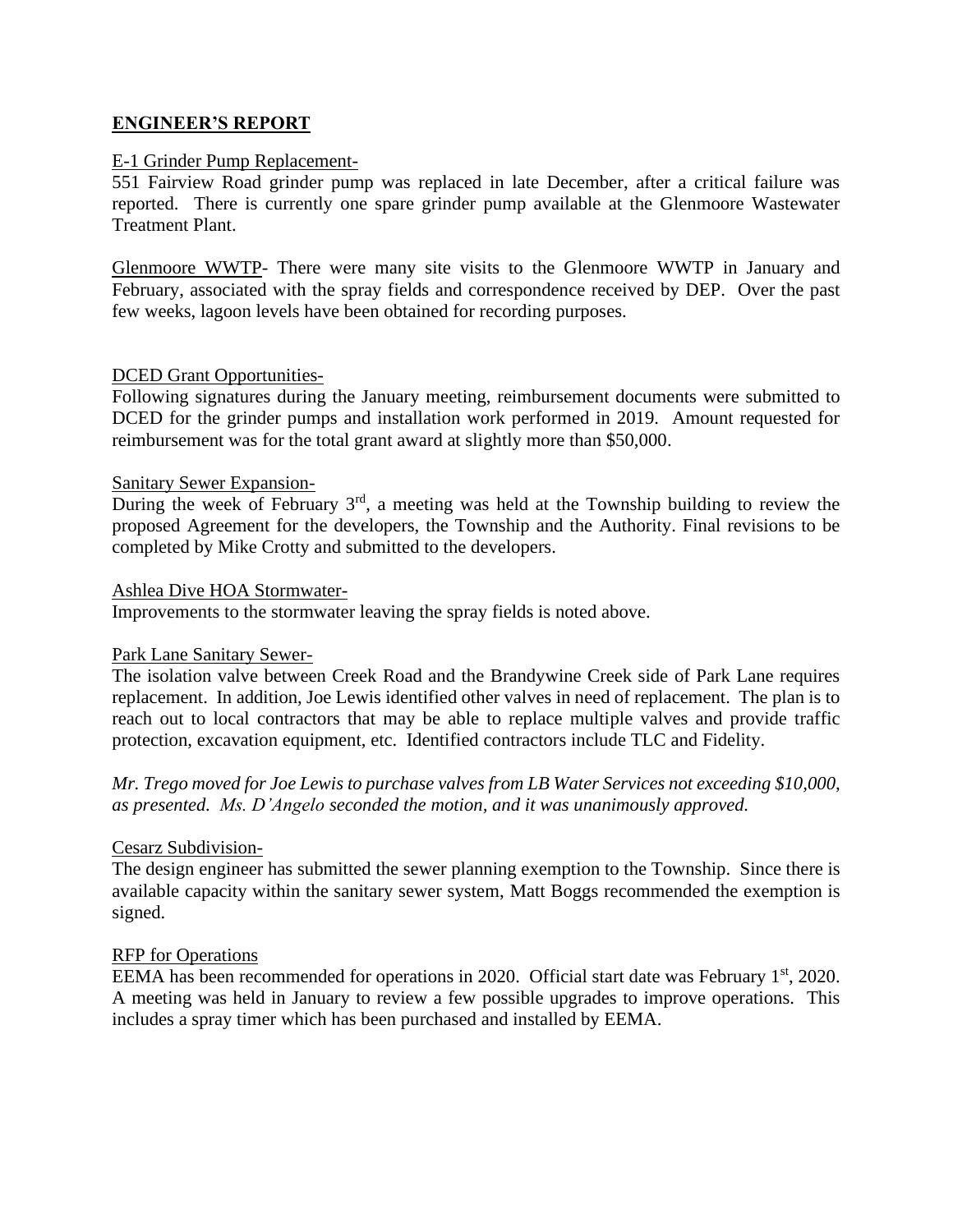## ENGINEER'S REPORT

E-1 Grinder Pump Replacement-

551 Fairview Road grinder pump was replaced in late December, after a critical failure was reported. There is currently one spare grinder pump available at the Glenmoore Wastewater Treatment Plant.

Glenmoore WWTP- There were many site visits to the Glenmoore WWTP in January and February, associated with the spray fields and correspondence received by DEP. Over the past few weeks, lagoon levels have been obtained for recording purposes.

DCED Grant Opportunities-

Following signatures during the January meeting, reimbursement documents were submitted to DCED for the grinder pumps and installation work performed in 2019. Amount requested for reimbursement was for the total grant award at slightly more than $50,000.

Sanitary Sewer Expansion-

During the week of February 3rd, a meeting was held at the Township building to review the proposed Agreement for the developers, the Township and the Authority. Final revisions to be completed by Mike Crotty and submitted to the developers.

Ashlea Dive HOA Stormwater-

Improvements to the stormwater leaving the spray fields is noted above.

Park Lane Sanitary Sewer-

The isolation valve between Creek Road and the Brandywine Creek side of Park Lane requires replacement. In addition, Joe Lewis identified other valves in need of replacement. The plan is to reach out to local contractors that may be able to replace multiple valves and provide traffic protection, excavation equipment, etc. Identified contractors include TLC and Fidelity.

*Mr. Trego moved for Joe Lewis to purchase valves from LB Water Services not exceeding $10,000, as presented. Ms. D'Angelo seconded the motion, and it was unanimously approved.*

Cesarz Subdivision-

The design engineer has submitted the sewer planning exemption to the Township. Since there is available capacity within the sanitary sewer system, Matt Boggs recommended the exemption is signed.

RFP for Operations

EEMA has been recommended for operations in 2020. Official start date was February 1st, 2020. A meeting was held in January to review a few possible upgrades to improve operations. This includes a spray timer which has been purchased and installed by EEMA.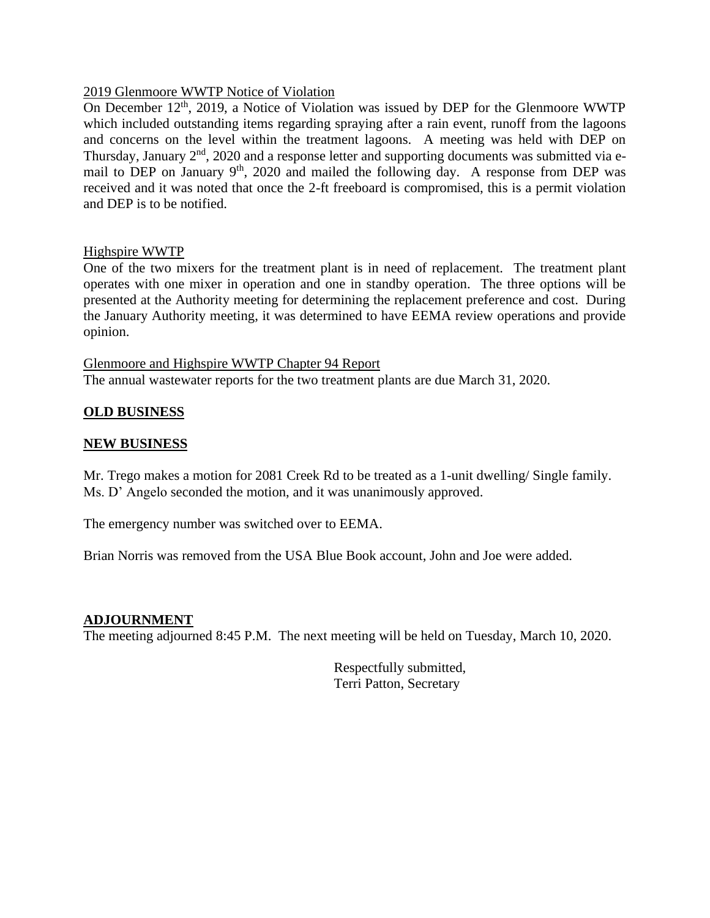2019 Glenmoore WWTP Notice of Violation

On December 12th, 2019, a Notice of Violation was issued by DEP for the Glenmoore WWTP which included outstanding items regarding spraying after a rain event, runoff from the lagoons and concerns on the level within the treatment lagoons. A meeting was held with DEP on Thursday, January 2nd, 2020 and a response letter and supporting documents was submitted via e-mail to DEP on January 9th, 2020 and mailed the following day. A response from DEP was received and it was noted that once the 2-ft freeboard is compromised, this is a permit violation and DEP is to be notified.

Highspire WWTP

One of the two mixers for the treatment plant is in need of replacement. The treatment plant operates with one mixer in operation and one in standby operation. The three options will be presented at the Authority meeting for determining the replacement preference and cost. During the January Authority meeting, it was determined to have EEMA review operations and provide opinion.

Glenmoore and Highspire WWTP Chapter 94 Report

The annual wastewater reports for the two treatment plants are due March 31, 2020.

**OLD BUSINESS**

**NEW BUSINESS**

Mr. Trego makes a motion for 2081 Creek Rd to be treated as a 1-unit dwelling/ Single family. Ms. D' Angelo seconded the motion, and it was unanimously approved.

The emergency number was switched over to EEMA.

Brian Norris was removed from the USA Blue Book account, John and Joe were added.

**ADJOURNMENT**

The meeting adjourned 8:45 P.M. The next meeting will be held on Tuesday, March 10, 2020.

Respectfully submitted,
Terri Patton, Secretary